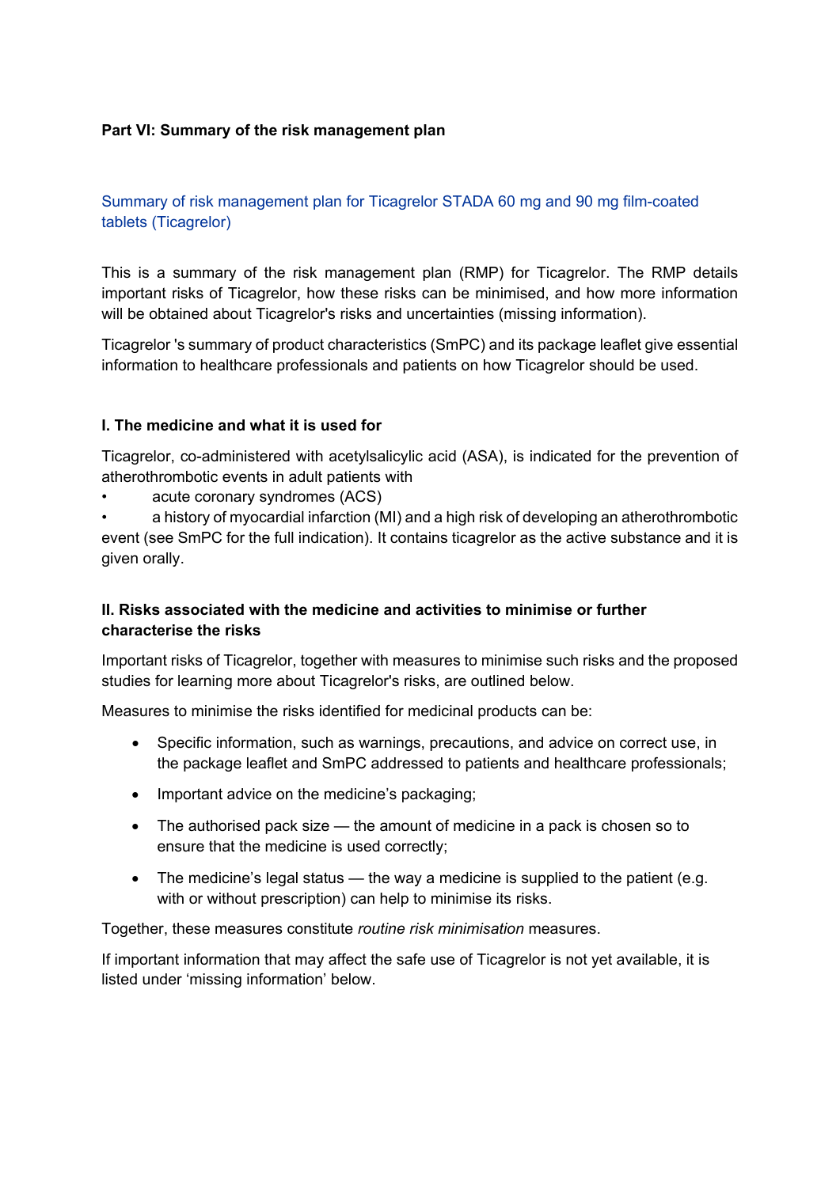**Part VI: Summary of the risk management plan**

Summary of risk management plan for Ticagrelor STADA 60 mg and 90 mg film-coated tablets (Ticagrelor)

This is a summary of the risk management plan (RMP) for Ticagrelor. The RMP details important risks of Ticagrelor, how these risks can be minimised, and how more information will be obtained about Ticagrelor's risks and uncertainties (missing information).

Ticagrelor 's summary of product characteristics (SmPC) and its package leaflet give essential information to healthcare professionals and patients on how Ticagrelor should be used.

**I. The medicine and what it is used for**

Ticagrelor, co-administered with acetylsalicylic acid (ASA), is indicated for the prevention of atherothrombotic events in adult patients with

- acute coronary syndromes (ACS)
- a history of myocardial infarction (MI) and a high risk of developing an atherothrombotic event (see SmPC for the full indication). It contains ticagrelor as the active substance and it is given orally.

**II. Risks associated with the medicine and activities to minimise or further characterise the risks**

Important risks of Ticagrelor, together with measures to minimise such risks and the proposed studies for learning more about Ticagrelor's risks, are outlined below.

Measures to minimise the risks identified for medicinal products can be:

- Specific information, such as warnings, precautions, and advice on correct use, in the package leaflet and SmPC addressed to patients and healthcare professionals;
- Important advice on the medicine's packaging;
- The authorised pack size — the amount of medicine in a pack is chosen so to ensure that the medicine is used correctly;
- The medicine's legal status — the way a medicine is supplied to the patient (e.g. with or without prescription) can help to minimise its risks.

Together, these measures constitute *routine risk minimisation* measures.

If important information that may affect the safe use of Ticagrelor is not yet available, it is listed under 'missing information' below.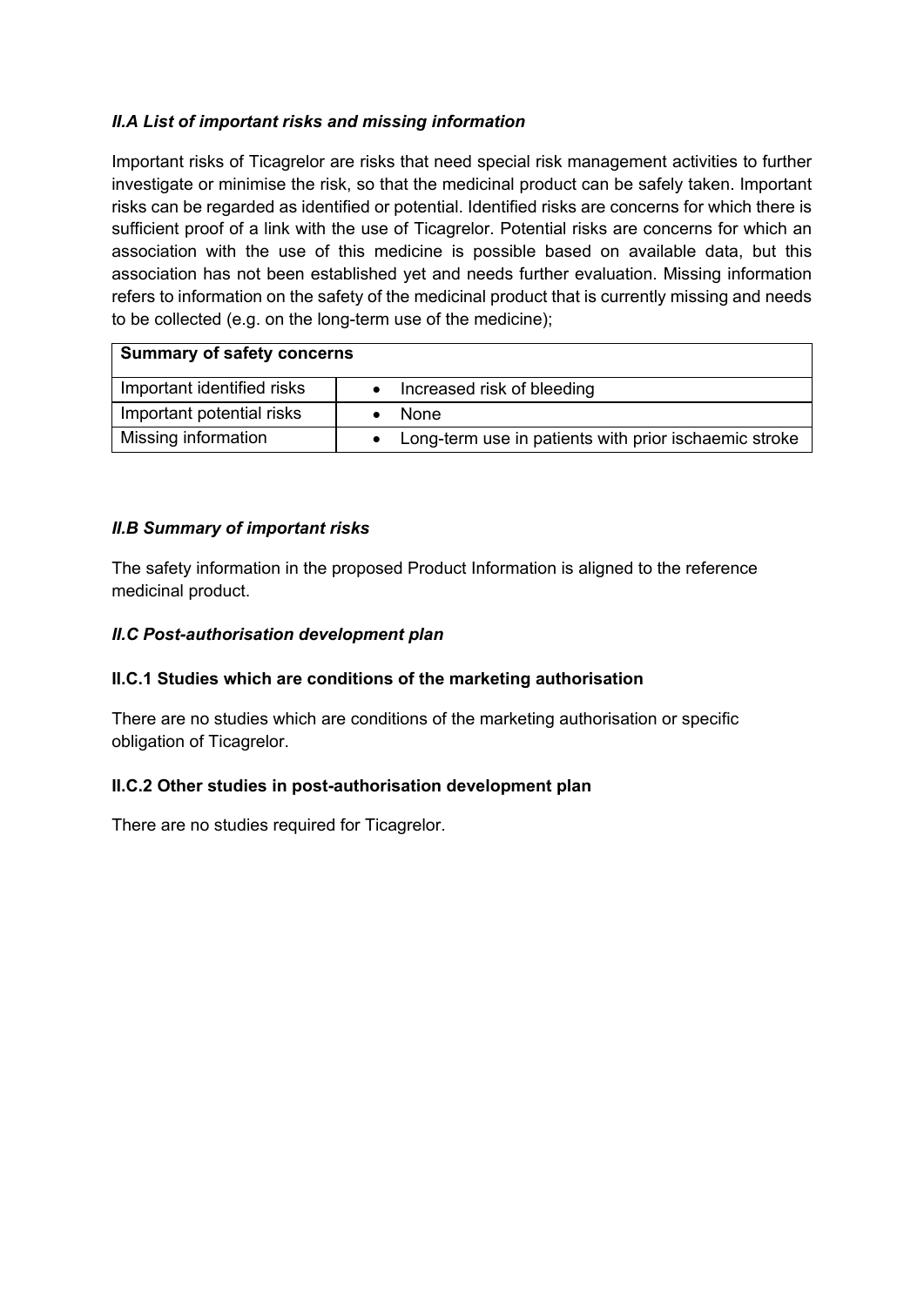### *II.A List of important risks and missing information*

Important risks of Ticagrelor are risks that need special risk management activities to further investigate or minimise the risk, so that the medicinal product can be safely taken. Important risks can be regarded as identified or potential. Identified risks are concerns for which there is sufficient proof of a link with the use of Ticagrelor. Potential risks are concerns for which an association with the use of this medicine is possible based on available data, but this association has not been established yet and needs further evaluation. Missing information refers to information on the safety of the medicinal product that is currently missing and needs to be collected (e.g. on the long-term use of the medicine);

| **Summary of safety concerns** | |
|---|---|
| Important identified risks | • Increased risk of bleeding |
| Important potential risks | • None |
| Missing information | • Long-term use in patients with prior ischaemic stroke |

### *II.B Summary of important risks*

The safety information in the proposed Product Information is aligned to the reference medicinal product.

### *II.C Post-authorisation development plan*

#### II.C.1 Studies which are conditions of the marketing authorisation

There are no studies which are conditions of the marketing authorisation or specific obligation of Ticagrelor.

#### II.C.2 Other studies in post-authorisation development plan

There are no studies required for Ticagrelor.